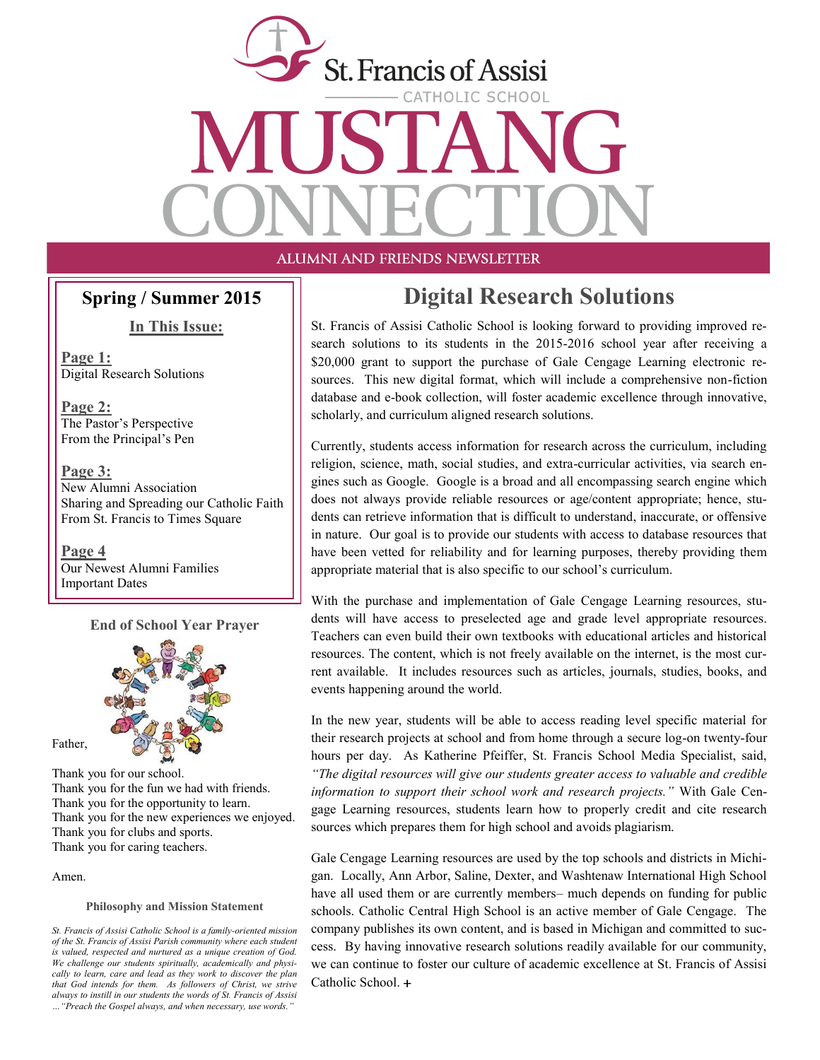# St. Francis of Assisi Catholic School

# MUSTANG CONNECTION

ALUMNI AND FRIENDS NEWSLETTER

## Spring / Summer 2015

**In This Issue:**

**Page 1:**
Digital Research Solutions

**Page 2:**
The Pastor's Perspective
From the Principal's Pen

**Page 3:**
New Alumni Association
Sharing and Spreading our Catholic Faith
From St. Francis to Times Square

**Page 4**
Our Newest Alumni Families
Important Dates

### End of School Year Prayer

Father,

Thank you for our school.
Thank you for the fun we had with friends.
Thank you for the opportunity to learn.
Thank you for the new experiences we enjoyed.
Thank you for clubs and sports.
Thank you for caring teachers.

Amen.

#### Philosophy and Mission Statement

*St. Francis of Assisi Catholic School is a family-oriented mission of the St. Francis of Assisi Parish community where each student is valued, respected and nurtured as a unique creation of God. We challenge our students spiritually, academically and physically to learn, care and lead as they work to discover the plan that God intends for them. As followers of Christ, we strive always to instill in our students the words of St. Francis of Assisi …"Preach the Gospel always, and when necessary, use words."*

## Digital Research Solutions

St. Francis of Assisi Catholic School is looking forward to providing improved research solutions to its students in the 2015-2016 school year after receiving a $20,000 grant to support the purchase of Gale Cengage Learning electronic resources. This new digital format, which will include a comprehensive non-fiction database and e-book collection, will foster academic excellence through innovative, scholarly, and curriculum aligned research solutions.

Currently, students access information for research across the curriculum, including religion, science, math, social studies, and extra-curricular activities, via search engines such as Google. Google is a broad and all encompassing search engine which does not always provide reliable resources or age/content appropriate; hence, students can retrieve information that is difficult to understand, inaccurate, or offensive in nature. Our goal is to provide our students with access to database resources that have been vetted for reliability and for learning purposes, thereby providing them appropriate material that is also specific to our school's curriculum.

With the purchase and implementation of Gale Cengage Learning resources, students will have access to preselected age and grade level appropriate resources. Teachers can even build their own textbooks with educational articles and historical resources. The content, which is not freely available on the internet, is the most current available. It includes resources such as articles, journals, studies, books, and events happening around the world.

In the new year, students will be able to access reading level specific material for their research projects at school and from home through a secure log-on twenty-four hours per day. As Katherine Pfeiffer, St. Francis School Media Specialist, said, *"The digital resources will give our students greater access to valuable and credible information to support their school work and research projects."* With Gale Cengage Learning resources, students learn how to properly credit and cite research sources which prepares them for high school and avoids plagiarism.

Gale Cengage Learning resources are used by the top schools and districts in Michigan. Locally, Ann Arbor, Saline, Dexter, and Washtenaw International High School have all used them or are currently members– much depends on funding for public schools. Catholic Central High School is an active member of Gale Cengage. The company publishes its own content, and is based in Michigan and committed to success. By having innovative research solutions readily available for our community, we can continue to foster our culture of academic excellence at St. Francis of Assisi Catholic School. +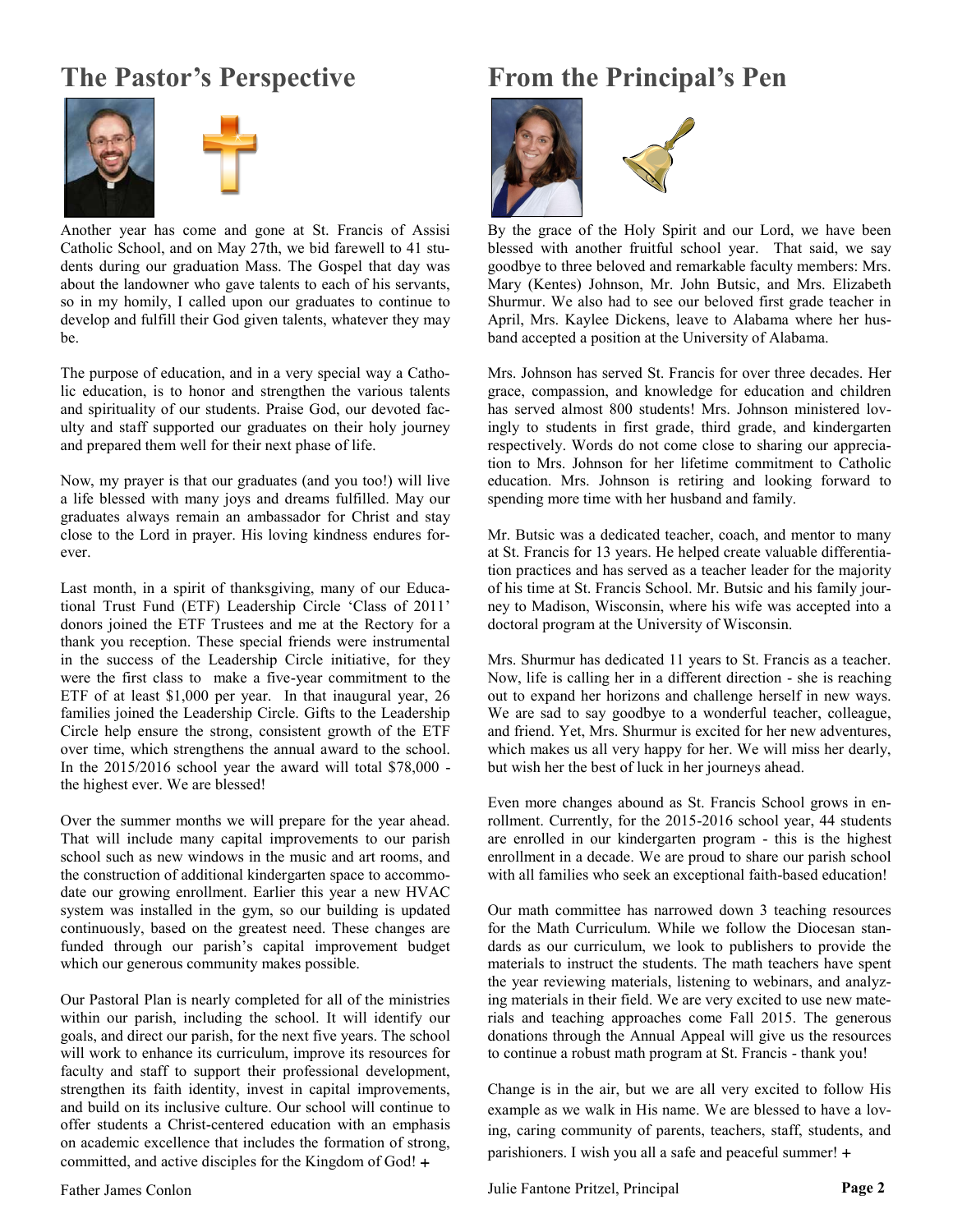## The Pastor's Perspective

Another year has come and gone at St. Francis of Assisi Catholic School, and on May 27th, we bid farewell to 41 students during our graduation Mass. The Gospel that day was about the landowner who gave talents to each of his servants, so in my homily, I called upon our graduates to continue to develop and fulfill their God given talents, whatever they may be.

The purpose of education, and in a very special way a Catholic education, is to honor and strengthen the various talents and spirituality of our students. Praise God, our devoted faculty and staff supported our graduates on their holy journey and prepared them well for their next phase of life.

Now, my prayer is that our graduates (and you too!) will live a life blessed with many joys and dreams fulfilled. May our graduates always remain an ambassador for Christ and stay close to the Lord in prayer. His loving kindness endures forever.

Last month, in a spirit of thanksgiving, many of our Educational Trust Fund (ETF) Leadership Circle 'Class of 2011' donors joined the ETF Trustees and me at the Rectory for a thank you reception. These special friends were instrumental in the success of the Leadership Circle initiative, for they were the first class to make a five-year commitment to the ETF of at least $1,000 per year. In that inaugural year, 26 families joined the Leadership Circle. Gifts to the Leadership Circle help ensure the strong, consistent growth of the ETF over time, which strengthens the annual award to the school. In the 2015/2016 school year the award will total $78,000 - the highest ever. We are blessed!

Over the summer months we will prepare for the year ahead. That will include many capital improvements to our parish school such as new windows in the music and art rooms, and the construction of additional kindergarten space to accommodate our growing enrollment. Earlier this year a new HVAC system was installed in the gym, so our building is updated continuously, based on the greatest need. These changes are funded through our parish's capital improvement budget which our generous community makes possible.

Our Pastoral Plan is nearly completed for all of the ministries within our parish, including the school. It will identify our goals, and direct our parish, for the next five years. The school will work to enhance its curriculum, improve its resources for faculty and staff to support their professional development, strengthen its faith identity, invest in capital improvements, and build on its inclusive culture. Our school will continue to offer students a Christ-centered education with an emphasis on academic excellence that includes the formation of strong, committed, and active disciples for the Kingdom of God! +

Father James Conlon

## From the Principal's Pen

By the grace of the Holy Spirit and our Lord, we have been blessed with another fruitful school year. That said, we say goodbye to three beloved and remarkable faculty members: Mrs. Mary (Kentes) Johnson, Mr. John Butsic, and Mrs. Elizabeth Shurmur. We also had to see our beloved first grade teacher in April, Mrs. Kaylee Dickens, leave to Alabama where her husband accepted a position at the University of Alabama.

Mrs. Johnson has served St. Francis for over three decades. Her grace, compassion, and knowledge for education and children has served almost 800 students! Mrs. Johnson ministered lovingly to students in first grade, third grade, and kindergarten respectively. Words do not come close to sharing our appreciation to Mrs. Johnson for her lifetime commitment to Catholic education. Mrs. Johnson is retiring and looking forward to spending more time with her husband and family.

Mr. Butsic was a dedicated teacher, coach, and mentor to many at St. Francis for 13 years. He helped create valuable differentiation practices and has served as a teacher leader for the majority of his time at St. Francis School. Mr. Butsic and his family journey to Madison, Wisconsin, where his wife was accepted into a doctoral program at the University of Wisconsin.

Mrs. Shurmur has dedicated 11 years to St. Francis as a teacher. Now, life is calling her in a different direction - she is reaching out to expand her horizons and challenge herself in new ways. We are sad to say goodbye to a wonderful teacher, colleague, and friend. Yet, Mrs. Shurmur is excited for her new adventures, which makes us all very happy for her. We will miss her dearly, but wish her the best of luck in her journeys ahead.

Even more changes abound as St. Francis School grows in enrollment. Currently, for the 2015-2016 school year, 44 students are enrolled in our kindergarten program - this is the highest enrollment in a decade. We are proud to share our parish school with all families who seek an exceptional faith-based education!

Our math committee has narrowed down 3 teaching resources for the Math Curriculum. While we follow the Diocesan standards as our curriculum, we look to publishers to provide the materials to instruct the students. The math teachers have spent the year reviewing materials, listening to webinars, and analyzing materials in their field. We are very excited to use new materials and teaching approaches come Fall 2015. The generous donations through the Annual Appeal will give us the resources to continue a robust math program at St. Francis - thank you!

Change is in the air, but we are all very excited to follow His example as we walk in His name. We are blessed to have a loving, caring community of parents, teachers, staff, students, and parishioners. I wish you all a safe and peaceful summer! +

Julie Fantone Pritzel, Principal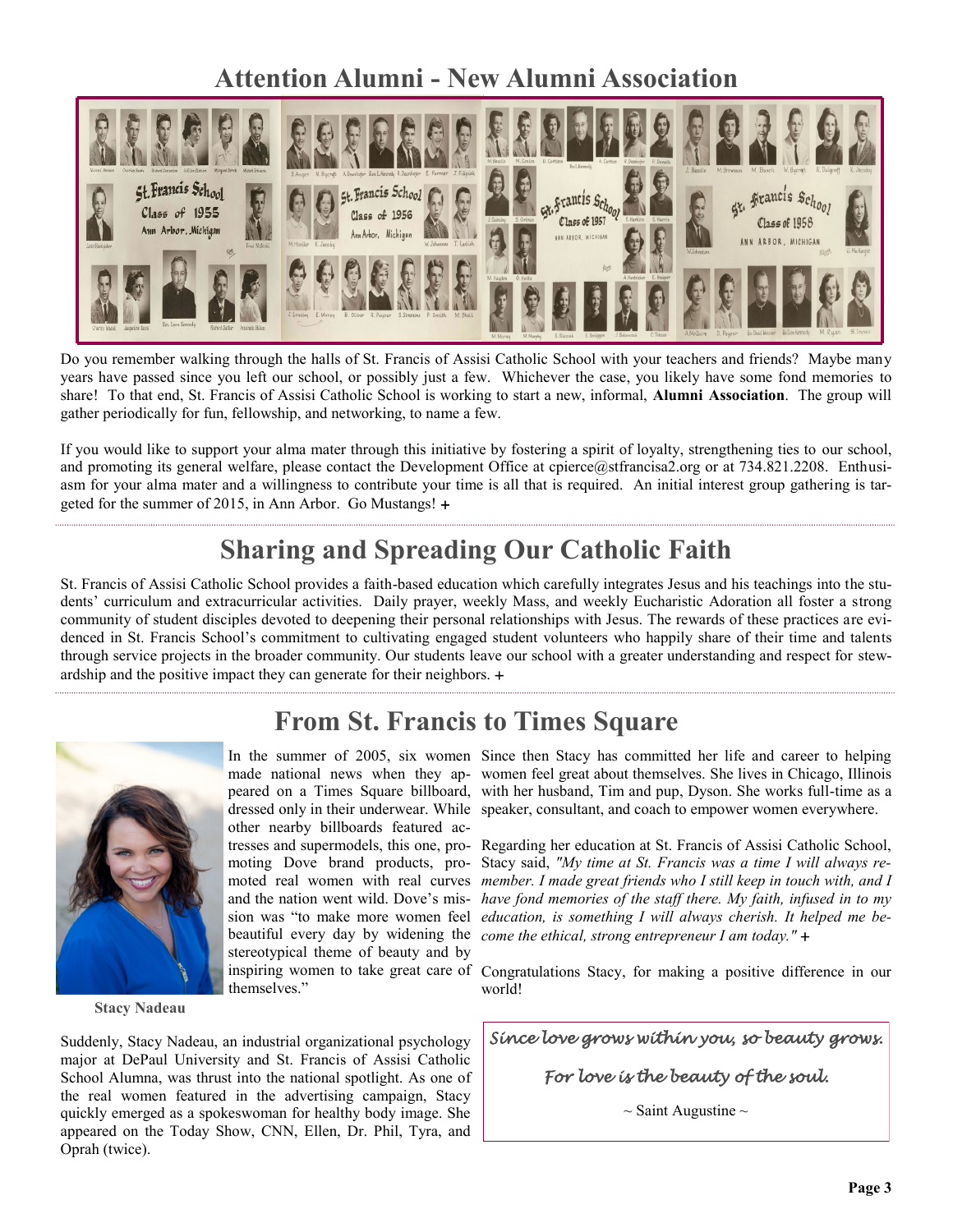# Attention Alumni - New Alumni Association

Do you remember walking through the halls of St. Francis of Assisi Catholic School with your teachers and friends? Maybe many years have passed since you left our school, or possibly just a few. Whichever the case, you likely have some fond memories to share! To that end, St. Francis of Assisi Catholic School is working to start a new, informal, **Alumni Association**. The group will gather periodically for fun, fellowship, and networking, to name a few.

If you would like to support your alma mater through this initiative by fostering a spirit of loyalty, strengthening ties to our school, and promoting its general welfare, please contact the Development Office at cpierce@stfrancisa2.org or at 734.821.2208. Enthusiasm for your alma mater and a willingness to contribute your time is all that is required. An initial interest group gathering is targeted for the summer of 2015, in Ann Arbor. Go Mustangs! +

# Sharing and Spreading Our Catholic Faith

St. Francis of Assisi Catholic School provides a faith-based education which carefully integrates Jesus and his teachings into the students' curriculum and extracurricular activities. Daily prayer, weekly Mass, and weekly Eucharistic Adoration all foster a strong community of student disciples devoted to deepening their personal relationships with Jesus. The rewards of these practices are evidenced in St. Francis School's commitment to cultivating engaged student volunteers who happily share of their time and talents through service projects in the broader community. Our students leave our school with a greater understanding and respect for stewardship and the positive impact they can generate for their neighbors. +

# From St. Francis to Times Square

**Stacy Nadeau**

In the summer of 2005, six women made national news when they appeared on a Times Square billboard, dressed only in their underwear. While other nearby billboards featured actresses and supermodels, this one, promoting Dove brand products, promoted real women with real curves and the nation went wild. Dove's mission was "to make more women feel beautiful every day by widening the stereotypical theme of beauty and by inspiring women to take great care of themselves."

Suddenly, Stacy Nadeau, an industrial organizational psychology major at DePaul University and St. Francis of Assisi Catholic School Alumna, was thrust into the national spotlight. As one of the real women featured in the advertising campaign, Stacy quickly emerged as a spokeswoman for healthy body image. She appeared on the Today Show, CNN, Ellen, Dr. Phil, Tyra, and Oprah (twice).

Since then Stacy has committed her life and career to helping women feel great about themselves. She lives in Chicago, Illinois with her husband, Tim and pup, Dyson. She works full-time as a speaker, consultant, and coach to empower women everywhere.

Regarding her education at St. Francis of Assisi Catholic School, Stacy said, *"My time at St. Francis was a time I will always remember. I made great friends who I still keep in touch with, and I have fond memories of the staff there. My faith, infused in to my education, is something I will always cherish. It helped me become the ethical, strong entrepreneur I am today."* +

Congratulations Stacy, for making a positive difference in our world!

*Since love grows within you, so beauty grows.*

*For love is the beauty of the soul.*

~ Saint Augustine ~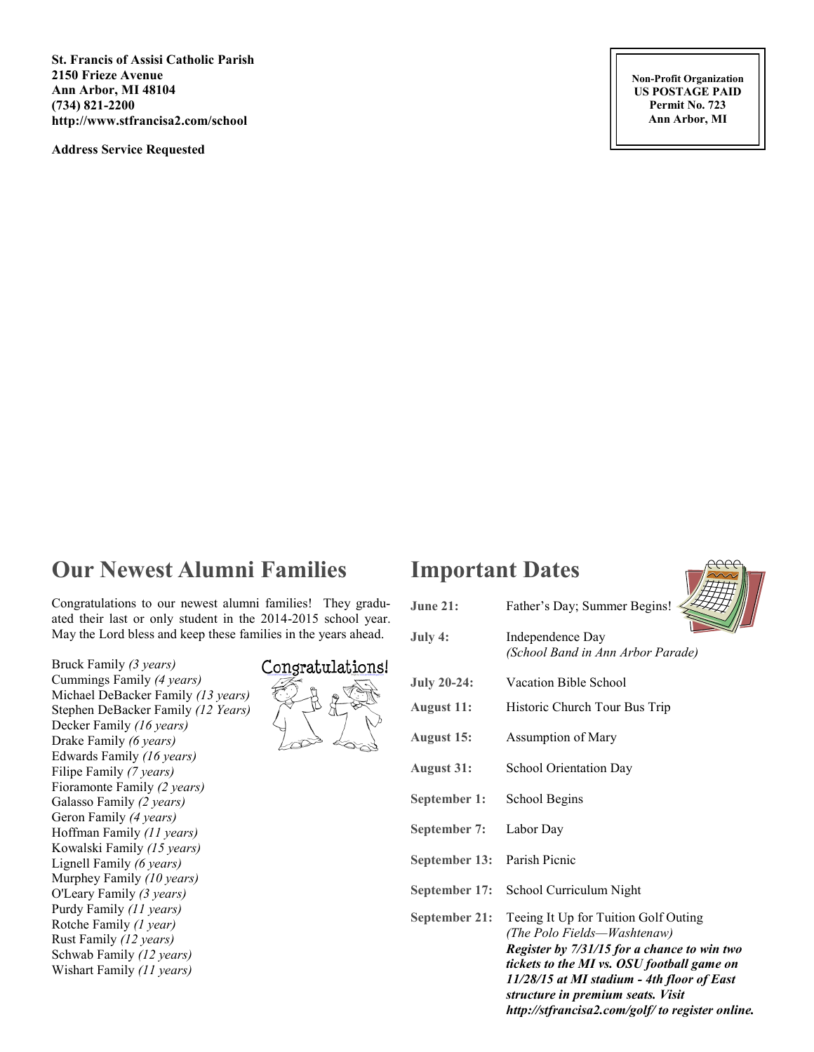**St. Francis of Assisi Catholic Parish**
**2150 Frieze Avenue**
**Ann Arbor, MI 48104**
**(734) 821-2200**
**http://www.stfrancisa2.com/school**

**Address Service Requested**

**Non-Profit Organization**
**US POSTAGE PAID**
**Permit No. 723**
**Ann Arbor, MI**

## Our Newest Alumni Families

Congratulations to our newest alumni families! They graduated their last or only student in the 2014-2015 school year. May the Lord bless and keep these families in the years ahead.

Bruck Family *(3 years)*
Cummings Family *(4 years)*
Michael DeBacker Family *(13 years)*
Stephen DeBacker Family *(12 Years)*
Decker Family *(16 years)*
Drake Family *(6 years)*
Edwards Family *(16 years)*
Filipe Family *(7 years)*
Fioramonte Family *(2 years)*
Galasso Family *(2 years)*
Geron Family *(4 years)*
Hoffman Family *(11 years)*
Kowalski Family *(15 years)*
Lignell Family *(6 years)*
Murphey Family *(10 years)*
O'Leary Family *(3 years)*
Purdy Family *(11 years)*
Rotche Family *(1 year)*
Rust Family *(12 years)*
Schwab Family *(12 years)*
Wishart Family *(11 years)*

Congratulations!

## Important Dates

| | |
|---|---|
| **June 21:** | Father's Day; Summer Begins! |
| **July 4:** | Independence Day<br>*(School Band in Ann Arbor Parade)* |
| **July 20-24:** | Vacation Bible School |
| **August 11:** | Historic Church Tour Bus Trip |
| **August 15:** | Assumption of Mary |
| **August 31:** | School Orientation Day |
| **September 1:** | School Begins |
| **September 7:** | Labor Day |
| **September 13:** | Parish Picnic |
| **September 17:** | School Curriculum Night |
| **September 21:** | Teeing It Up for Tuition Golf Outing<br>*(The Polo Fields—Washtenaw)*<br>***Register by 7/31/15 for a chance to win two tickets to the MI vs. OSU football game on 11/28/15 at MI stadium - 4th floor of East structure in premium seats. Visit http://stfrancisa2.com/golf/ to register online.*** |